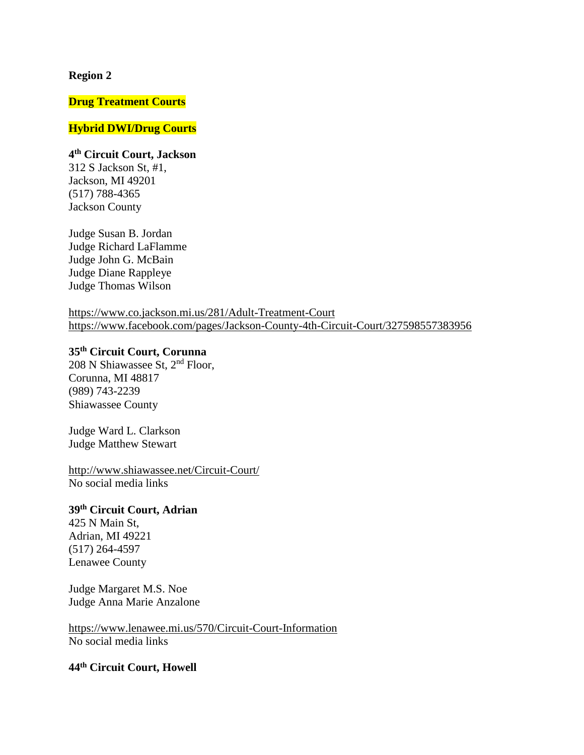**Region 2**

**Drug Treatment Courts**

**Hybrid DWI/Drug Courts**

**4th Circuit Court, Jackson**
312 S Jackson St, #1,
Jackson, MI 49201
(517) 788-4365
Jackson County

Judge Susan B. Jordan
Judge Richard LaFlamme
Judge John G. McBain
Judge Diane Rappleye
Judge Thomas Wilson

https://www.co.jackson.mi.us/281/Adult-Treatment-Court
https://www.facebook.com/pages/Jackson-County-4th-Circuit-Court/327598557383956

**35th Circuit Court, Corunna**
208 N Shiawassee St, 2nd Floor,
Corunna, MI 48817
(989) 743-2239
Shiawassee County

Judge Ward L. Clarkson
Judge Matthew Stewart

http://www.shiawassee.net/Circuit-Court/
No social media links

**39th Circuit Court, Adrian**
425 N Main St,
Adrian, MI 49221
(517) 264-4597
Lenawee County

Judge Margaret M.S. Noe
Judge Anna Marie Anzalone

https://www.lenawee.mi.us/570/Circuit-Court-Information
No social media links

**44th Circuit Court, Howell**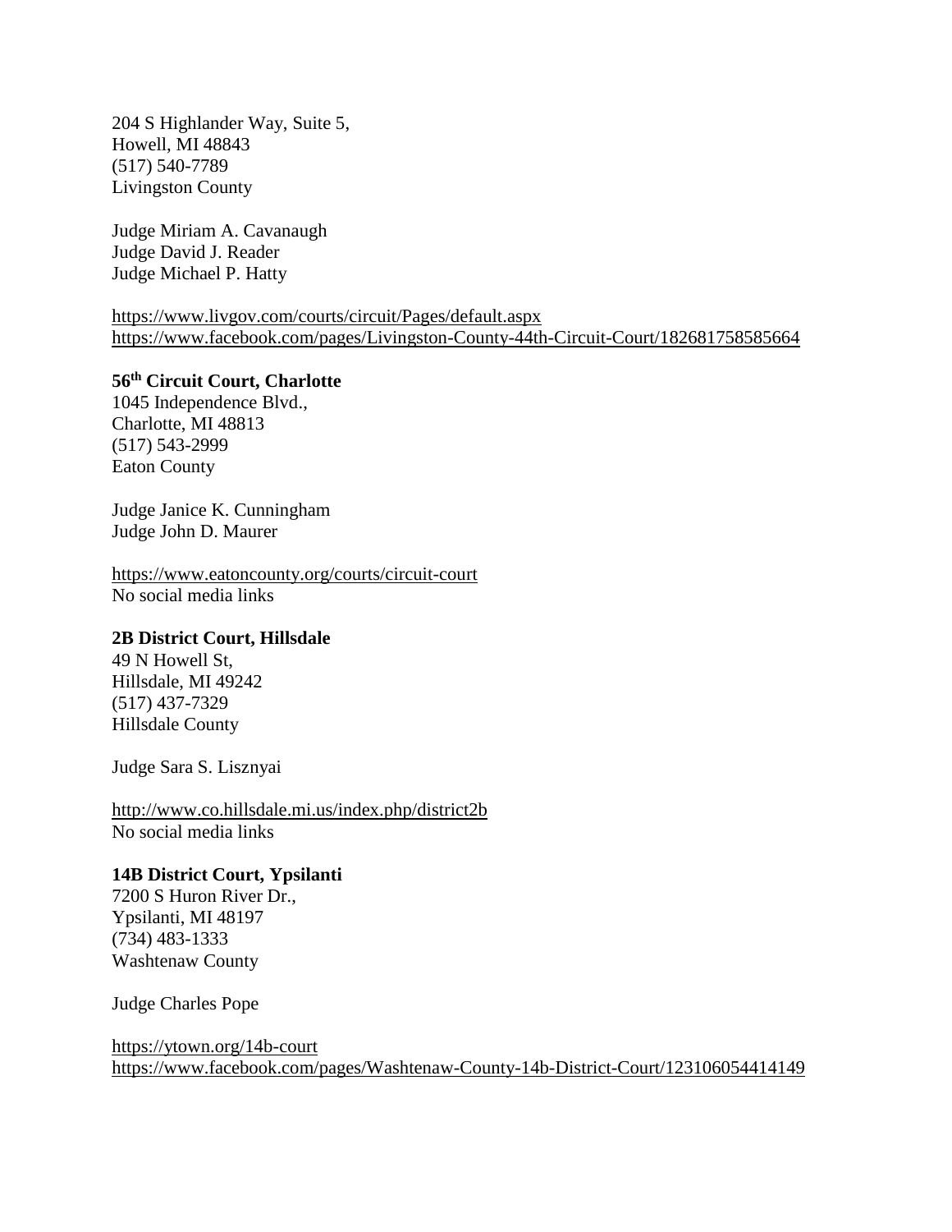204 S Highlander Way, Suite 5,
Howell, MI 48843
(517) 540-7789
Livingston County

Judge Miriam A. Cavanaugh
Judge David J. Reader
Judge Michael P. Hatty

https://www.livgov.com/courts/circuit/Pages/default.aspx
https://www.facebook.com/pages/Livingston-County-44th-Circuit-Court/182681758585664

**56th Circuit Court, Charlotte**
1045 Independence Blvd.,
Charlotte, MI 48813
(517) 543-2999
Eaton County

Judge Janice K. Cunningham
Judge John D. Maurer

https://www.eatoncounty.org/courts/circuit-court
No social media links

**2B District Court, Hillsdale**
49 N Howell St,
Hillsdale, MI 49242
(517) 437-7329
Hillsdale County

Judge Sara S. Lisznyai

http://www.co.hillsdale.mi.us/index.php/district2b
No social media links

**14B District Court, Ypsilanti**
7200 S Huron River Dr.,
Ypsilanti, MI 48197
(734) 483-1333
Washtenaw County

Judge Charles Pope

https://ytown.org/14b-court
https://www.facebook.com/pages/Washtenaw-County-14b-District-Court/123106054414149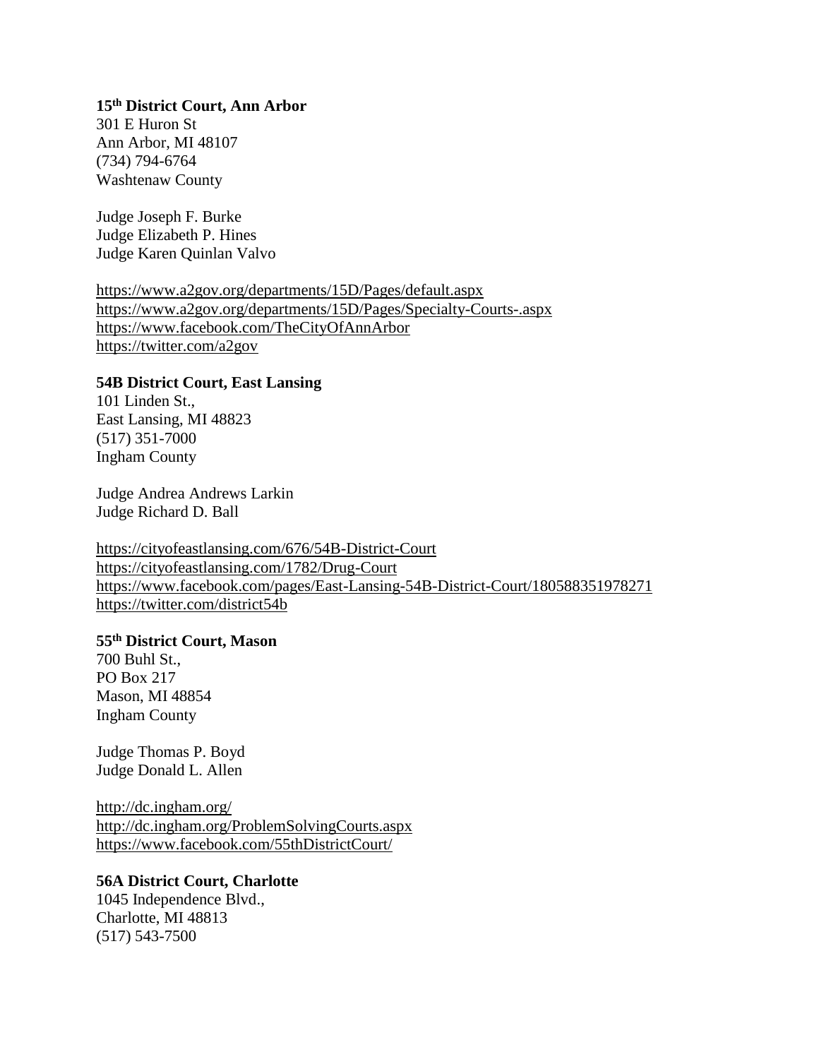**15th District Court, Ann Arbor**
301 E Huron St
Ann Arbor, MI 48107
(734) 794-6764
Washtenaw County

Judge Joseph F. Burke
Judge Elizabeth P. Hines
Judge Karen Quinlan Valvo

https://www.a2gov.org/departments/15D/Pages/default.aspx
https://www.a2gov.org/departments/15D/Pages/Specialty-Courts-.aspx
https://www.facebook.com/TheCityOfAnnArbor
https://twitter.com/a2gov

**54B District Court, East Lansing**
101 Linden St.,
East Lansing, MI 48823
(517) 351-7000
Ingham County

Judge Andrea Andrews Larkin
Judge Richard D. Ball

https://cityofeastlansing.com/676/54B-District-Court
https://cityofeastlansing.com/1782/Drug-Court
https://www.facebook.com/pages/East-Lansing-54B-District-Court/180588351978271
https://twitter.com/district54b

**55th District Court, Mason**
700 Buhl St.,
PO Box 217
Mason, MI 48854
Ingham County

Judge Thomas P. Boyd
Judge Donald L. Allen

http://dc.ingham.org/
http://dc.ingham.org/ProblemSolvingCourts.aspx
https://www.facebook.com/55thDistrictCourt/

**56A District Court, Charlotte**
1045 Independence Blvd.,
Charlotte, MI 48813
(517) 543-7500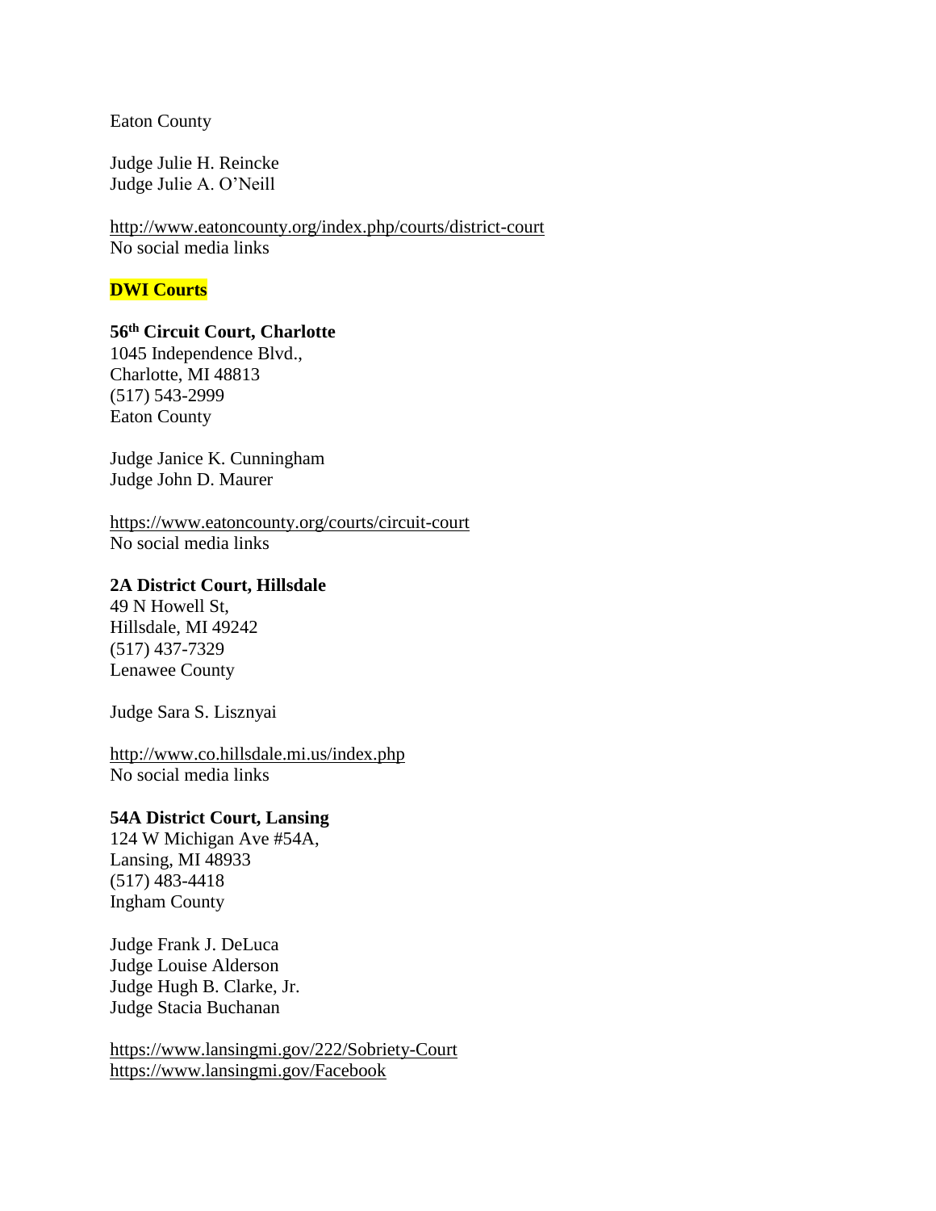Eaton County

Judge Julie H. Reincke
Judge Julie A. O'Neill

http://www.eatoncounty.org/index.php/courts/district-court
No social media links

## DWI Courts

**56th Circuit Court, Charlotte**
1045 Independence Blvd.,
Charlotte, MI 48813
(517) 543-2999
Eaton County

Judge Janice K. Cunningham
Judge John D. Maurer

https://www.eatoncounty.org/courts/circuit-court
No social media links

**2A District Court, Hillsdale**
49 N Howell St,
Hillsdale, MI 49242
(517) 437-7329
Lenawee County

Judge Sara S. Lisznyai

http://www.co.hillsdale.mi.us/index.php
No social media links

**54A District Court, Lansing**
124 W Michigan Ave #54A,
Lansing, MI 48933
(517) 483-4418
Ingham County

Judge Frank J. DeLuca
Judge Louise Alderson
Judge Hugh B. Clarke, Jr.
Judge Stacia Buchanan

https://www.lansingmi.gov/222/Sobriety-Court
https://www.lansingmi.gov/Facebook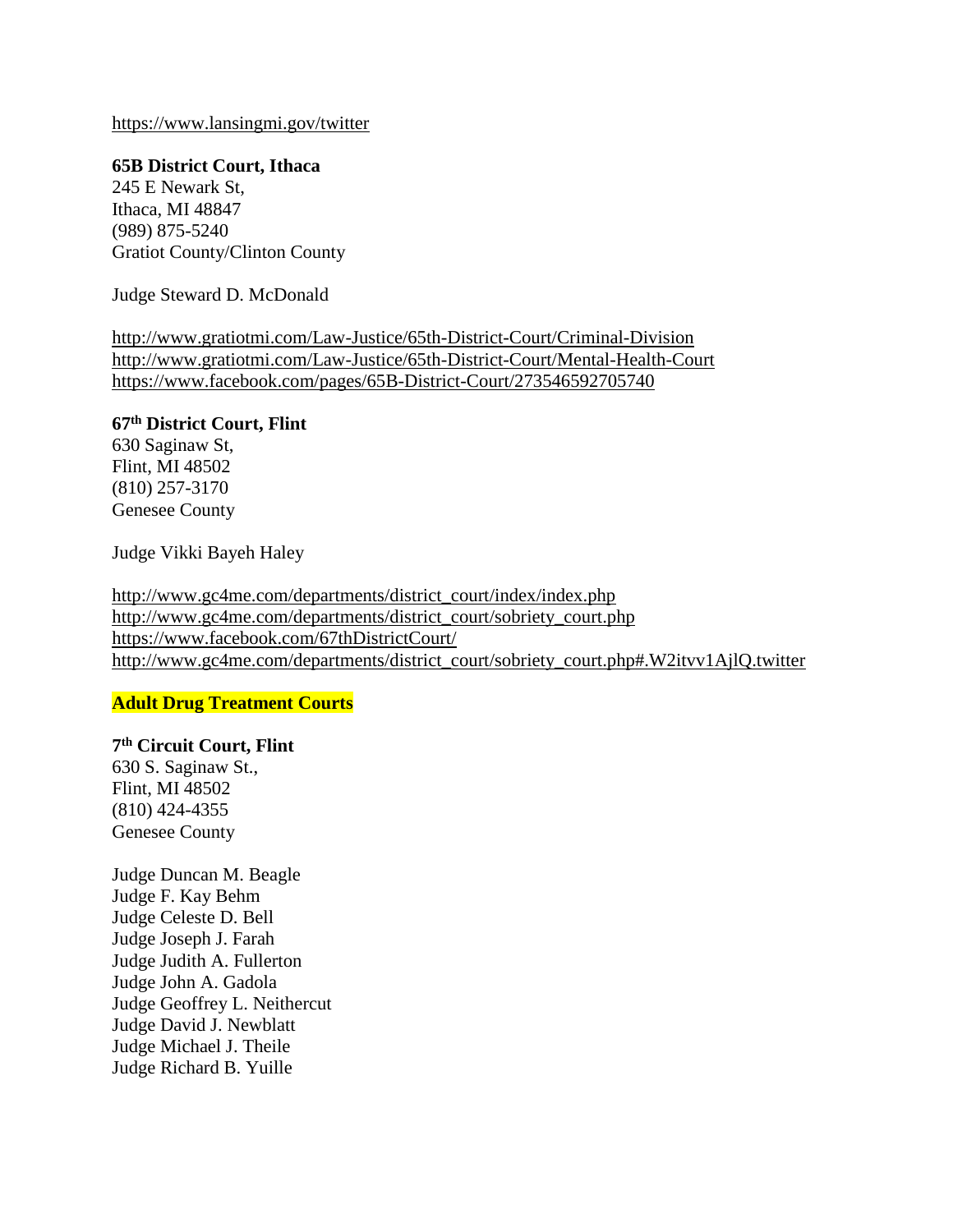https://www.lansingmi.gov/twitter

**65B District Court, Ithaca**
245 E Newark St,
Ithaca, MI 48847
(989) 875-5240
Gratiot County/Clinton County

Judge Steward D. McDonald

http://www.gratiotmi.com/Law-Justice/65th-District-Court/Criminal-Division
http://www.gratiotmi.com/Law-Justice/65th-District-Court/Mental-Health-Court
https://www.facebook.com/pages/65B-District-Court/273546592705740

**67th District Court, Flint**
630 Saginaw St,
Flint, MI 48502
(810) 257-3170
Genesee County

Judge Vikki Bayeh Haley

http://www.gc4me.com/departments/district_court/index/index.php
http://www.gc4me.com/departments/district_court/sobriety_court.php
https://www.facebook.com/67thDistrictCourt/
http://www.gc4me.com/departments/district_court/sobriety_court.php#.W2itvv1AjlQ.twitter

**Adult Drug Treatment Courts**

**7th Circuit Court, Flint**
630 S. Saginaw St.,
Flint, MI 48502
(810) 424-4355
Genesee County

Judge Duncan M. Beagle
Judge F. Kay Behm
Judge Celeste D. Bell
Judge Joseph J. Farah
Judge Judith A. Fullerton
Judge John A. Gadola
Judge Geoffrey L. Neithercut
Judge David J. Newblatt
Judge Michael J. Theile
Judge Richard B. Yuille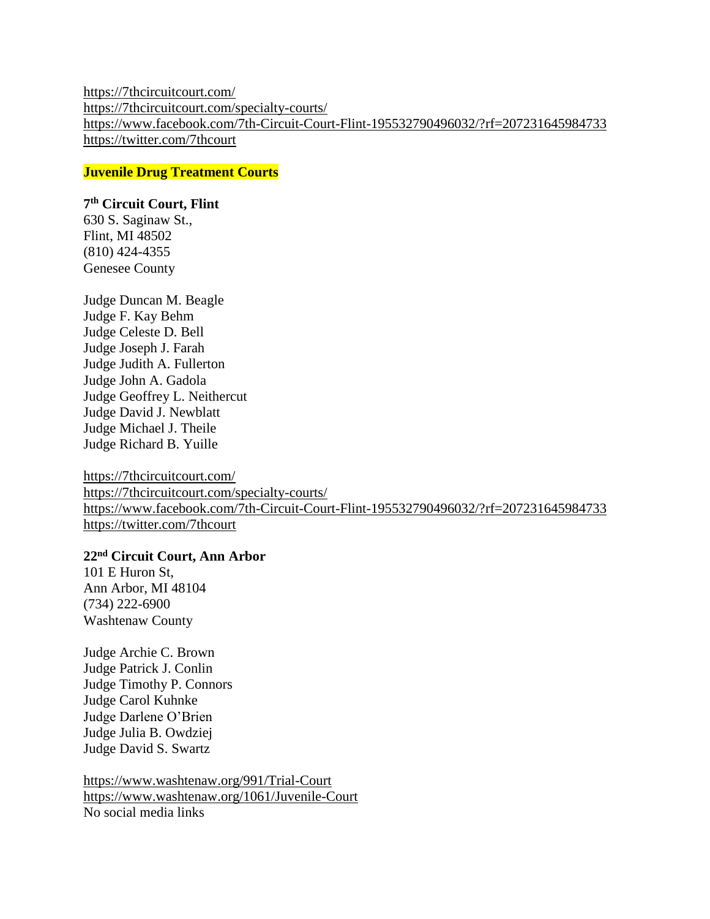https://7thcircuitcourt.com/
https://7thcircuitcourt.com/specialty-courts/
https://www.facebook.com/7th-Circuit-Court-Flint-195532790496032/?rf=207231645984733
https://twitter.com/7thcourt

## Juvenile Drug Treatment Courts

**7th Circuit Court, Flint**
630 S. Saginaw St.,
Flint, MI 48502
(810) 424-4355
Genesee County

Judge Duncan M. Beagle
Judge F. Kay Behm
Judge Celeste D. Bell
Judge Joseph J. Farah
Judge Judith A. Fullerton
Judge John A. Gadola
Judge Geoffrey L. Neithercut
Judge David J. Newblatt
Judge Michael J. Theile
Judge Richard B. Yuille

https://7thcircuitcourt.com/
https://7thcircuitcourt.com/specialty-courts/
https://www.facebook.com/7th-Circuit-Court-Flint-195532790496032/?rf=207231645984733
https://twitter.com/7thcourt

**22nd Circuit Court, Ann Arbor**
101 E Huron St,
Ann Arbor, MI 48104
(734) 222-6900
Washtenaw County

Judge Archie C. Brown
Judge Patrick J. Conlin
Judge Timothy P. Connors
Judge Carol Kuhnke
Judge Darlene O'Brien
Judge Julia B. Owdziej
Judge David S. Swartz

https://www.washtenaw.org/991/Trial-Court
https://www.washtenaw.org/1061/Juvenile-Court
No social media links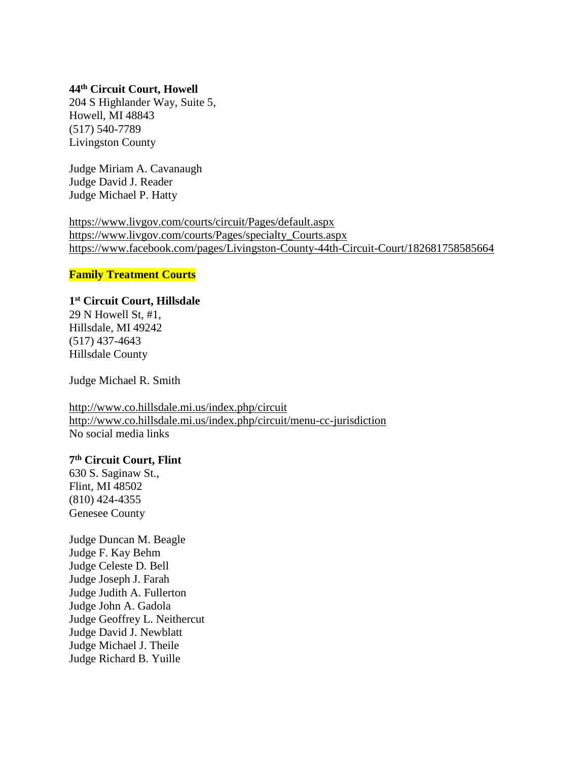**44th Circuit Court, Howell**
204 S Highlander Way, Suite 5,
Howell, MI 48843
(517) 540-7789
Livingston County

Judge Miriam A. Cavanaugh
Judge David J. Reader
Judge Michael P. Hatty

https://www.livgov.com/courts/circuit/Pages/default.aspx
https://www.livgov.com/courts/Pages/specialty_Courts.aspx
https://www.facebook.com/pages/Livingston-County-44th-Circuit-Court/182681758585664

## Family Treatment Courts

**1st Circuit Court, Hillsdale**
29 N Howell St, #1,
Hillsdale, MI 49242
(517) 437-4643
Hillsdale County

Judge Michael R. Smith

http://www.co.hillsdale.mi.us/index.php/circuit
http://www.co.hillsdale.mi.us/index.php/circuit/menu-cc-jurisdiction
No social media links

**7th Circuit Court, Flint**
630 S. Saginaw St.,
Flint, MI 48502
(810) 424-4355
Genesee County

Judge Duncan M. Beagle
Judge F. Kay Behm
Judge Celeste D. Bell
Judge Joseph J. Farah
Judge Judith A. Fullerton
Judge John A. Gadola
Judge Geoffrey L. Neithercut
Judge David J. Newblatt
Judge Michael J. Theile
Judge Richard B. Yuille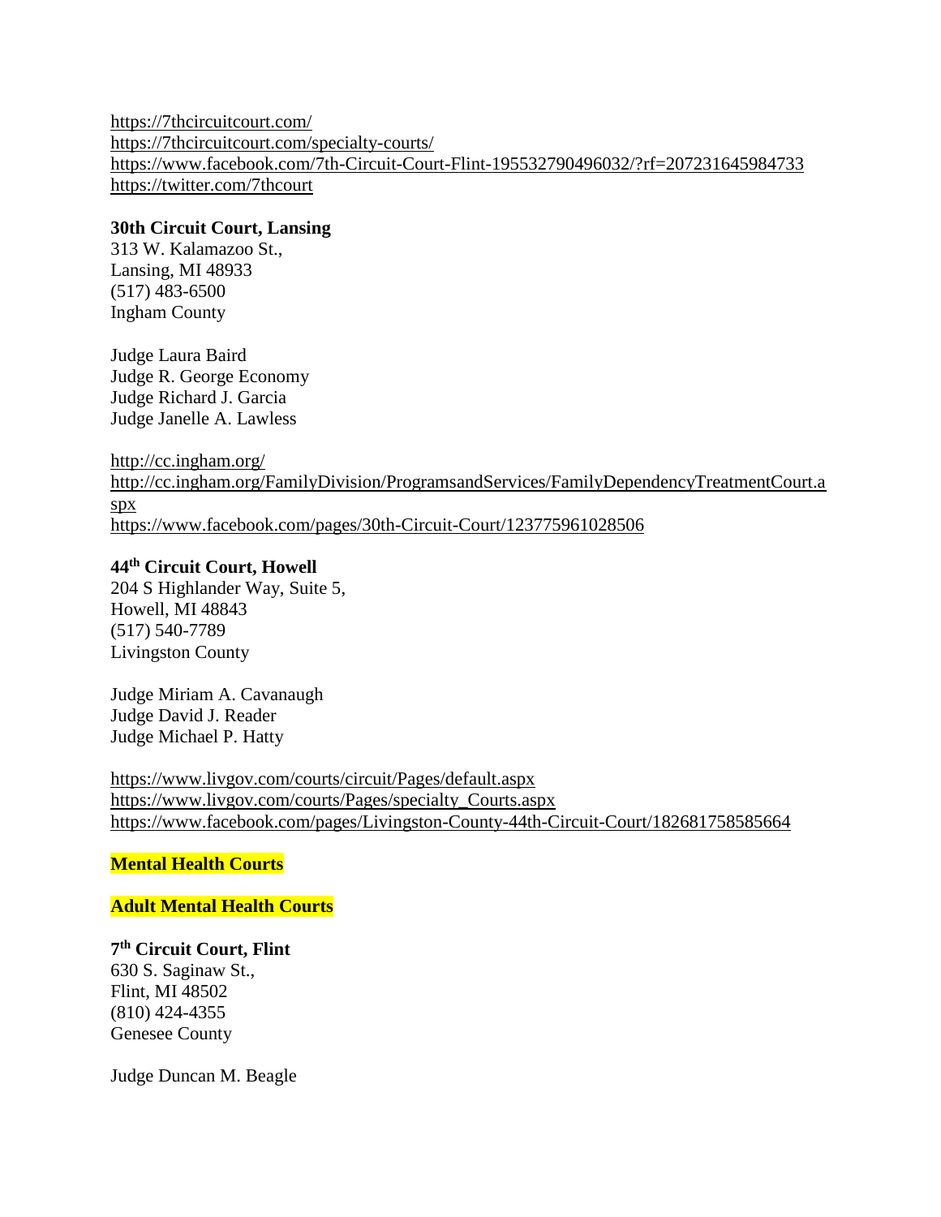https://7thcircuitcourt.com/
https://7thcircuitcourt.com/specialty-courts/
https://www.facebook.com/7th-Circuit-Court-Flint-195532790496032/?rf=207231645984733
https://twitter.com/7thcourt

**30th Circuit Court, Lansing**
313 W. Kalamazoo St.,
Lansing, MI 48933
(517) 483-6500
Ingham County

Judge Laura Baird
Judge R. George Economy
Judge Richard J. Garcia
Judge Janelle A. Lawless

http://cc.ingham.org/
http://cc.ingham.org/FamilyDivision/ProgramsandServices/FamilyDependencyTreatmentCourt.aspx
https://www.facebook.com/pages/30th-Circuit-Court/123775961028506

**44th Circuit Court, Howell**
204 S Highlander Way, Suite 5,
Howell, MI 48843
(517) 540-7789
Livingston County

Judge Miriam A. Cavanaugh
Judge David J. Reader
Judge Michael P. Hatty

https://www.livgov.com/courts/circuit/Pages/default.aspx
https://www.livgov.com/courts/Pages/specialty_Courts.aspx
https://www.facebook.com/pages/Livingston-County-44th-Circuit-Court/182681758585664

**Mental Health Courts**

**Adult Mental Health Courts**

**7th Circuit Court, Flint**
630 S. Saginaw St.,
Flint, MI 48502
(810) 424-4355
Genesee County

Judge Duncan M. Beagle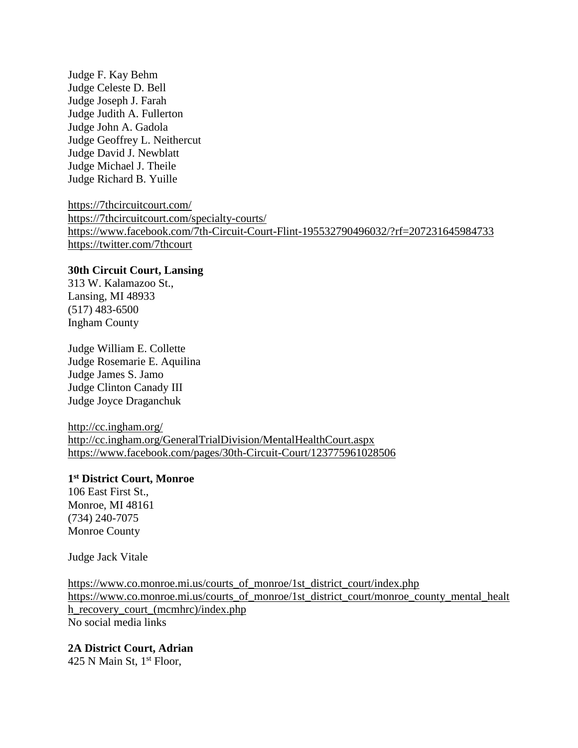Judge F. Kay Behm
Judge Celeste D. Bell
Judge Joseph J. Farah
Judge Judith A. Fullerton
Judge John A. Gadola
Judge Geoffrey L. Neithercut
Judge David J. Newblatt
Judge Michael J. Theile
Judge Richard B. Yuille

https://7thcircuitcourt.com/
https://7thcircuitcourt.com/specialty-courts/
https://www.facebook.com/7th-Circuit-Court-Flint-195532790496032/?rf=207231645984733
https://twitter.com/7thcourt

**30th Circuit Court, Lansing**
313 W. Kalamazoo St.,
Lansing, MI 48933
(517) 483-6500
Ingham County

Judge William E. Collette
Judge Rosemarie E. Aquilina
Judge James S. Jamo
Judge Clinton Canady III
Judge Joyce Draganchuk

http://cc.ingham.org/
http://cc.ingham.org/GeneralTrialDivision/MentalHealthCourt.aspx
https://www.facebook.com/pages/30th-Circuit-Court/123775961028506

**1st District Court, Monroe**
106 East First St.,
Monroe, MI 48161
(734) 240-7075
Monroe County

Judge Jack Vitale

https://www.co.monroe.mi.us/courts_of_monroe/1st_district_court/index.php
https://www.co.monroe.mi.us/courts_of_monroe/1st_district_court/monroe_county_mental_health_recovery_court_(mcmhrc)/index.php
No social media links

**2A District Court, Adrian**
425 N Main St, 1st Floor,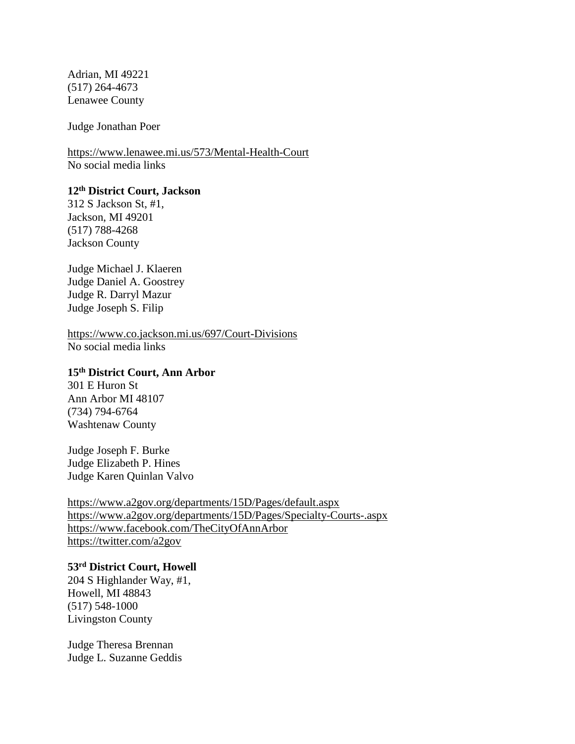Adrian, MI 49221  
(517) 264-4673  
Lenawee County

Judge Jonathan Poer

https://www.lenawee.mi.us/573/Mental-Health-Court  
No social media links

**12th District Court, Jackson**  
312 S Jackson St, #1,  
Jackson, MI 49201  
(517) 788-4268  
Jackson County

Judge Michael J. Klaeren  
Judge Daniel A. Goostrey  
Judge R. Darryl Mazur  
Judge Joseph S. Filip

https://www.co.jackson.mi.us/697/Court-Divisions  
No social media links

**15th District Court, Ann Arbor**  
301 E Huron St  
Ann Arbor MI 48107  
(734) 794-6764  
Washtenaw County

Judge Joseph F. Burke  
Judge Elizabeth P. Hines  
Judge Karen Quinlan Valvo

https://www.a2gov.org/departments/15D/Pages/default.aspx  
https://www.a2gov.org/departments/15D/Pages/Specialty-Courts-.aspx  
https://www.facebook.com/TheCityOfAnnArbor  
https://twitter.com/a2gov

**53rd District Court, Howell**  
204 S Highlander Way, #1,  
Howell, MI 48843  
(517) 548-1000  
Livingston County

Judge Theresa Brennan  
Judge L. Suzanne Geddis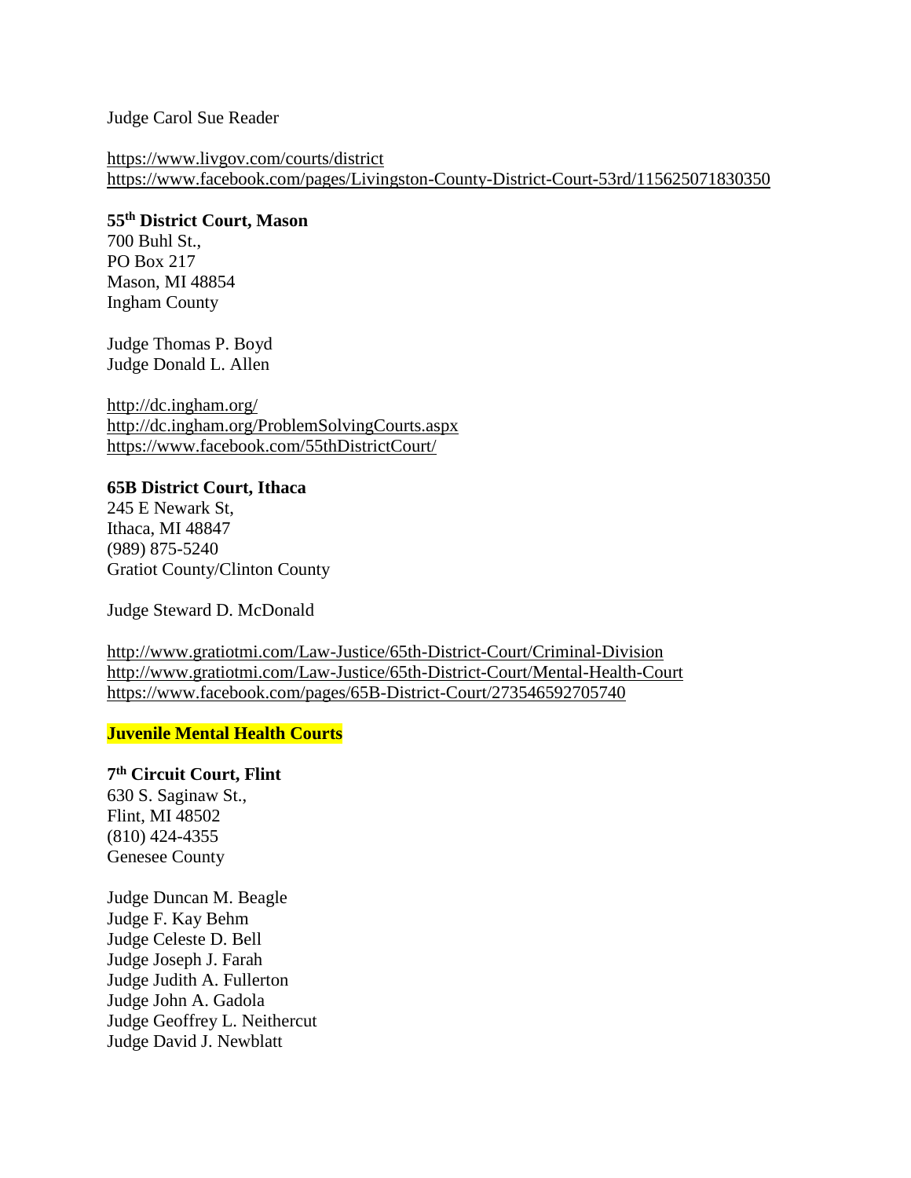Judge Carol Sue Reader

https://www.livgov.com/courts/district
https://www.facebook.com/pages/Livingston-County-District-Court-53rd/115625071830350

**55th District Court, Mason**
700 Buhl St.,
PO Box 217
Mason, MI 48854
Ingham County

Judge Thomas P. Boyd
Judge Donald L. Allen

http://dc.ingham.org/
http://dc.ingham.org/ProblemSolvingCourts.aspx
https://www.facebook.com/55thDistrictCourt/

**65B District Court, Ithaca**
245 E Newark St,
Ithaca, MI 48847
(989) 875-5240
Gratiot County/Clinton County

Judge Steward D. McDonald

http://www.gratiotmi.com/Law-Justice/65th-District-Court/Criminal-Division
http://www.gratiotmi.com/Law-Justice/65th-District-Court/Mental-Health-Court
https://www.facebook.com/pages/65B-District-Court/273546592705740

**Juvenile Mental Health Courts**

**7th Circuit Court, Flint**
630 S. Saginaw St.,
Flint, MI 48502
(810) 424-4355
Genesee County

Judge Duncan M. Beagle
Judge F. Kay Behm
Judge Celeste D. Bell
Judge Joseph J. Farah
Judge Judith A. Fullerton
Judge John A. Gadola
Judge Geoffrey L. Neithercut
Judge David J. Newblatt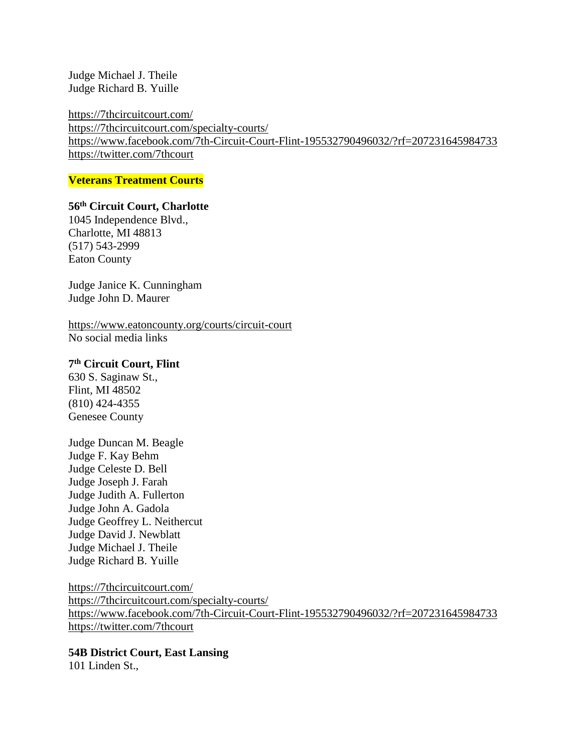Judge Michael J. Theile
Judge Richard B. Yuille

https://7thcircuitcourt.com/
https://7thcircuitcourt.com/specialty-courts/
https://www.facebook.com/7th-Circuit-Court-Flint-195532790496032/?rf=207231645984733
https://twitter.com/7thcourt

**Veterans Treatment Courts**

**56th Circuit Court, Charlotte**
1045 Independence Blvd.,
Charlotte, MI 48813
(517) 543-2999
Eaton County

Judge Janice K. Cunningham
Judge John D. Maurer

https://www.eatoncounty.org/courts/circuit-court
No social media links

**7th Circuit Court, Flint**
630 S. Saginaw St.,
Flint, MI 48502
(810) 424-4355
Genesee County

Judge Duncan M. Beagle
Judge F. Kay Behm
Judge Celeste D. Bell
Judge Joseph J. Farah
Judge Judith A. Fullerton
Judge John A. Gadola
Judge Geoffrey L. Neithercut
Judge David J. Newblatt
Judge Michael J. Theile
Judge Richard B. Yuille

https://7thcircuitcourt.com/
https://7thcircuitcourt.com/specialty-courts/
https://www.facebook.com/7th-Circuit-Court-Flint-195532790496032/?rf=207231645984733
https://twitter.com/7thcourt

**54B District Court, East Lansing**
101 Linden St.,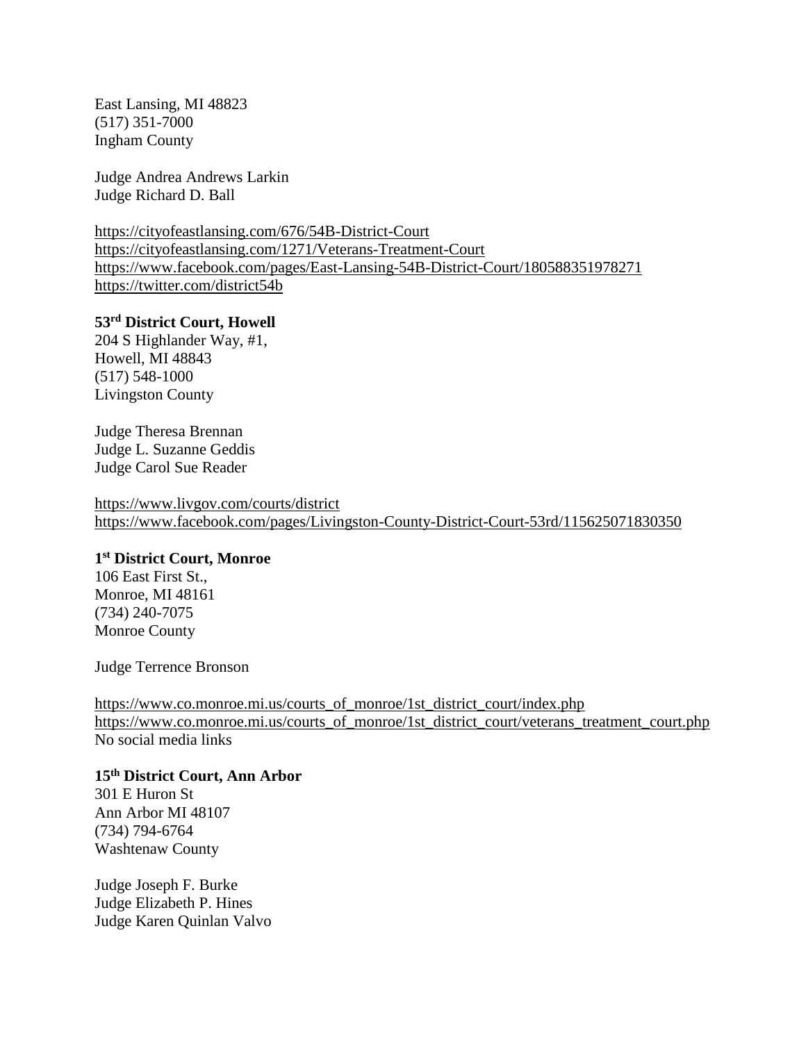East Lansing, MI 48823
(517) 351-7000
Ingham County

Judge Andrea Andrews Larkin
Judge Richard D. Ball

https://cityofeastlansing.com/676/54B-District-Court
https://cityofeastlansing.com/1271/Veterans-Treatment-Court
https://www.facebook.com/pages/East-Lansing-54B-District-Court/180588351978271
https://twitter.com/district54b

**53rd District Court, Howell**
204 S Highlander Way, #1,
Howell, MI 48843
(517) 548-1000
Livingston County

Judge Theresa Brennan
Judge L. Suzanne Geddis
Judge Carol Sue Reader

https://www.livgov.com/courts/district
https://www.facebook.com/pages/Livingston-County-District-Court-53rd/115625071830350

**1st District Court, Monroe**
106 East First St.,
Monroe, MI 48161
(734) 240-7075
Monroe County

Judge Terrence Bronson

https://www.co.monroe.mi.us/courts_of_monroe/1st_district_court/index.php
https://www.co.monroe.mi.us/courts_of_monroe/1st_district_court/veterans_treatment_court.php
No social media links

**15th District Court, Ann Arbor**
301 E Huron St
Ann Arbor MI 48107
(734) 794-6764
Washtenaw County

Judge Joseph F. Burke
Judge Elizabeth P. Hines
Judge Karen Quinlan Valvo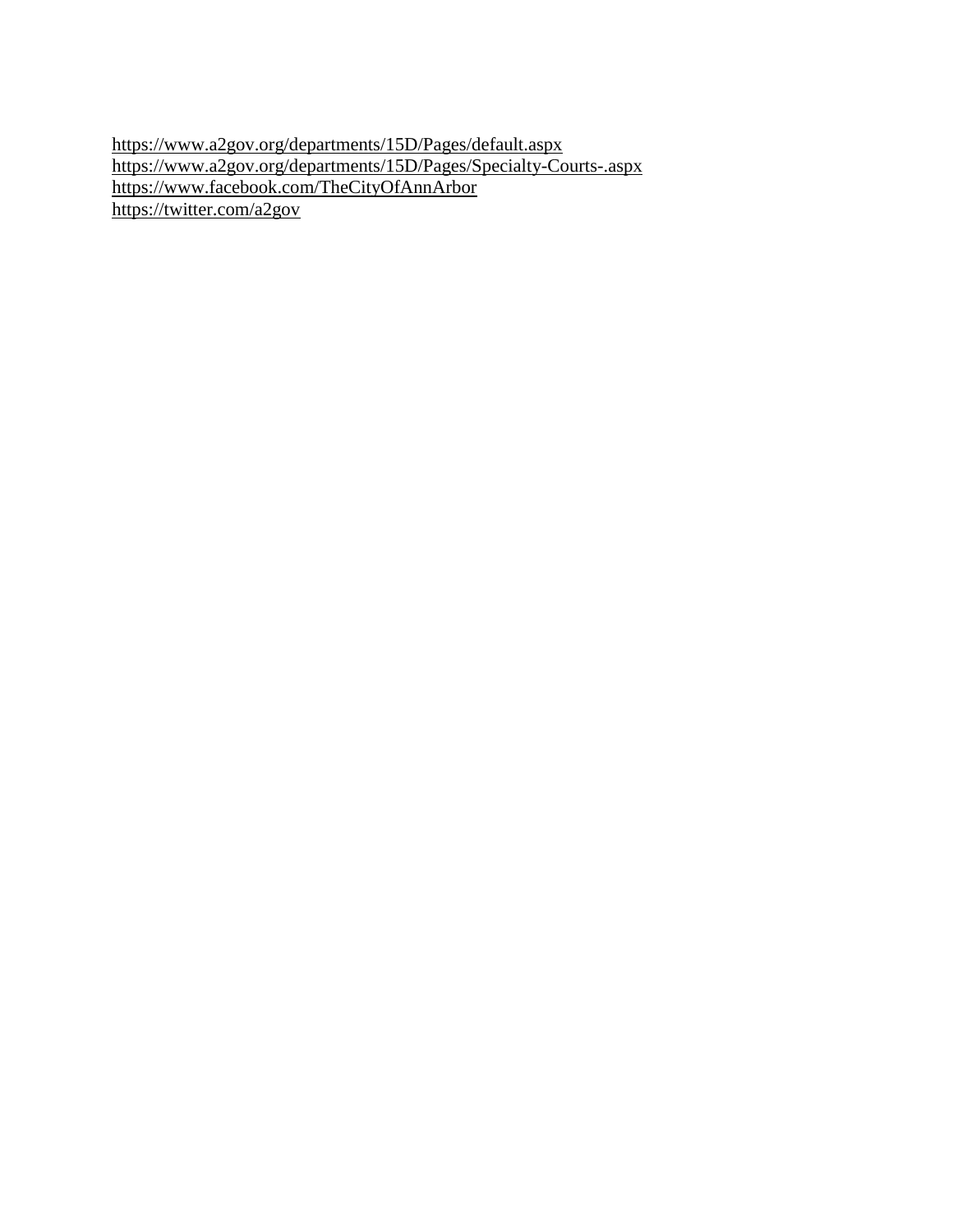https://www.a2gov.org/departments/15D/Pages/default.aspx
https://www.a2gov.org/departments/15D/Pages/Specialty-Courts-.aspx
https://www.facebook.com/TheCityOfAnnArbor
https://twitter.com/a2gov